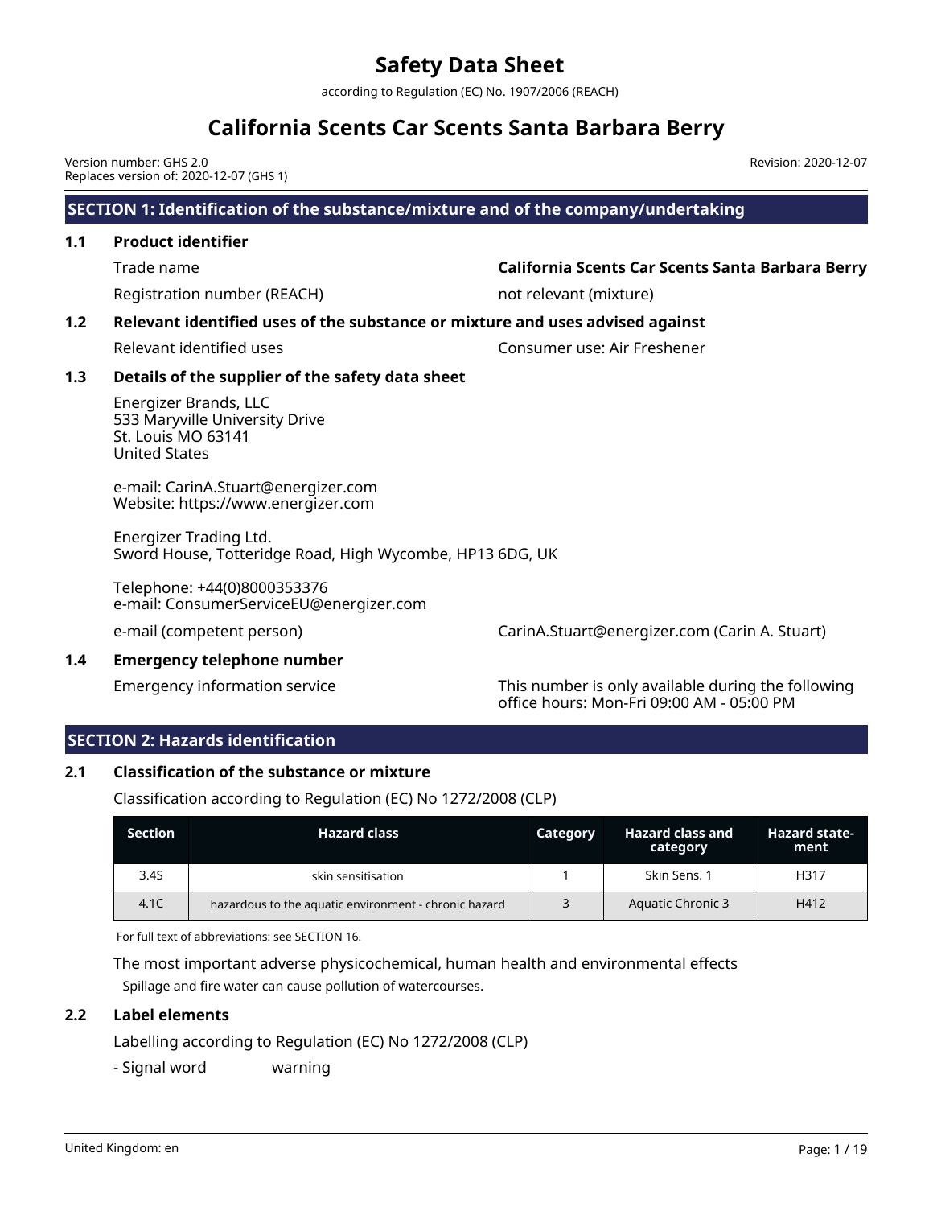# Safety Data Sheet

according to Regulation (EC) No. 1907/2006 (REACH)

# California Scents Car Scents Santa Barbara Berry

Version number: GHS 2.0
Replaces version of: 2020-12-07 (GHS 1)

Revision: 2020-12-07

## SECTION 1: Identification of the substance/mixture and of the company/undertaking

### 1.1 Product identifier

Trade name: **California Scents Car Scents Santa Barbara Berry**

Registration number (REACH): not relevant (mixture)

### 1.2 Relevant identified uses of the substance or mixture and uses advised against

Relevant identified uses: Consumer use: Air Freshener

### 1.3 Details of the supplier of the safety data sheet

Energizer Brands, LLC
533 Maryville University Drive
St. Louis MO 63141
United States

e-mail: CarinA.Stuart@energizer.com
Website: https://www.energizer.com

Energizer Trading Ltd.
Sword House, Totteridge Road, High Wycombe, HP13 6DG, UK

Telephone: +44(0)8000353376
e-mail: ConsumerServiceEU@energizer.com

e-mail (competent person): CarinA.Stuart@energizer.com (Carin A. Stuart)

### 1.4 Emergency telephone number

Emergency information service: This number is only available during the following office hours: Mon-Fri 09:00 AM - 05:00 PM

## SECTION 2: Hazards identification

### 2.1 Classification of the substance or mixture

Classification according to Regulation (EC) No 1272/2008 (CLP)

| Section | Hazard class | Category | Hazard class and category | Hazard statement |
|---|---|---|---|---|
| 3.4S | skin sensitisation | 1 | Skin Sens. 1 | H317 |
| 4.1C | hazardous to the aquatic environment - chronic hazard | 3 | Aquatic Chronic 3 | H412 |

For full text of abbreviations: see SECTION 16.

The most important adverse physicochemical, human health and environmental effects

Spillage and fire water can cause pollution of watercourses.

### 2.2 Label elements

Labelling according to Regulation (EC) No 1272/2008 (CLP)

- Signal word: warning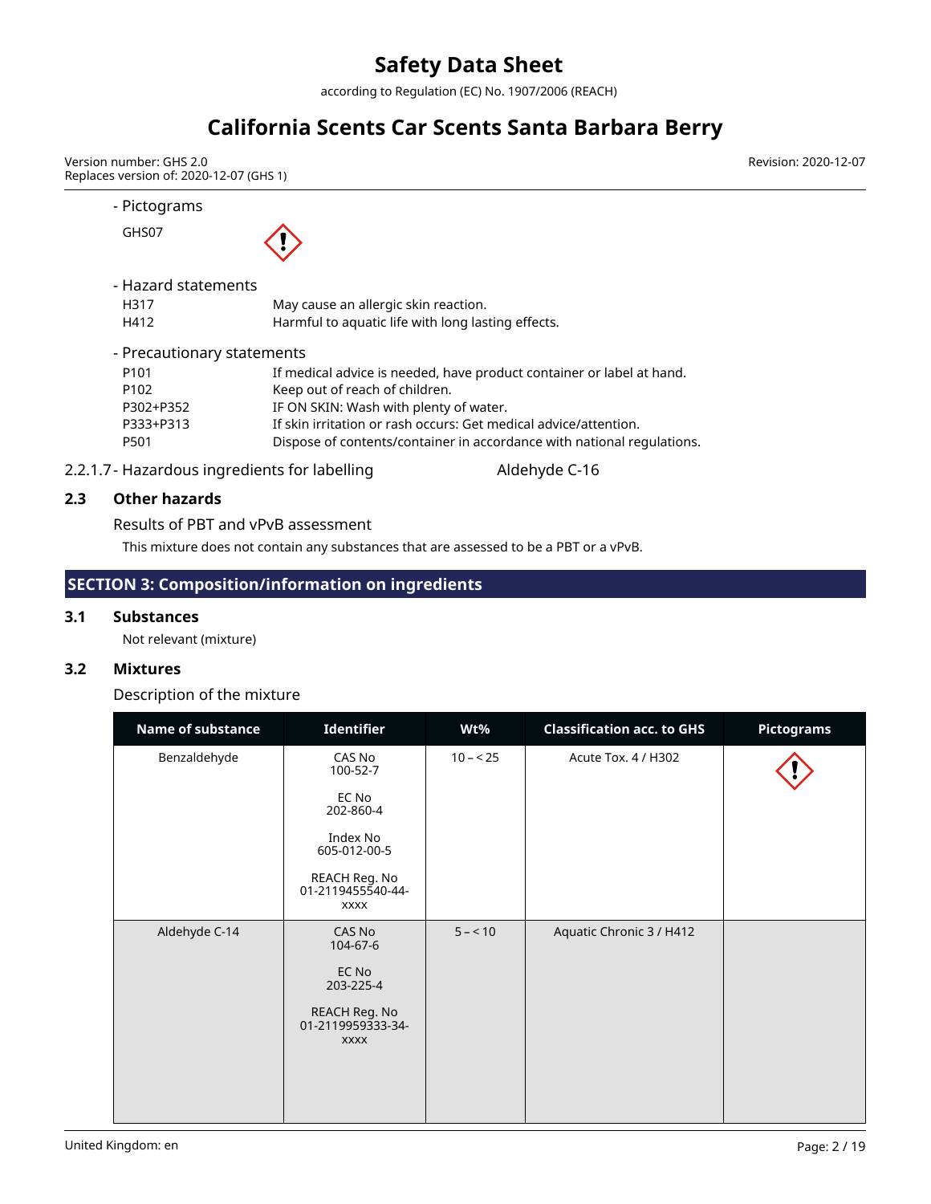- Pictograms

GHS07

- Hazard statements

| | |
|---|---|
| H317 | May cause an allergic skin reaction. |
| H412 | Harmful to aquatic life with long lasting effects. |

- Precautionary statements

| | |
|---|---|
| P101 | If medical advice is needed, have product container or label at hand. |
| P102 | Keep out of reach of children. |
| P302+P352 | IF ON SKIN: Wash with plenty of water. |
| P333+P313 | If skin irritation or rash occurs: Get medical advice/attention. |
| P501 | Dispose of contents/container in accordance with national regulations. |

2.2.1.7 - Hazardous ingredients for labelling: Aldehyde C-16

## 2.3 Other hazards

Results of PBT and vPvB assessment

This mixture does not contain any substances that are assessed to be a PBT or a vPvB.

## SECTION 3: Composition/information on ingredients

### 3.1 Substances

Not relevant (mixture)

### 3.2 Mixtures

Description of the mixture

| Name of substance | Identifier | Wt% | Classification acc. to GHS | Pictograms |
|---|---|---|---|---|
| Benzaldehyde | CAS No 100-52-7<br><br>EC No 202-860-4<br><br>Index No 605-012-00-5<br><br>REACH Reg. No 01-2119455540-44-xxxx | 10 – < 25 | Acute Tox. 4 / H302 | GHS07 |
| Aldehyde C-14 | CAS No 104-67-6<br><br>EC No 203-225-4<br><br>REACH Reg. No 01-2119959333-34-xxxx | 5 – < 10 | Aquatic Chronic 3 / H412 | |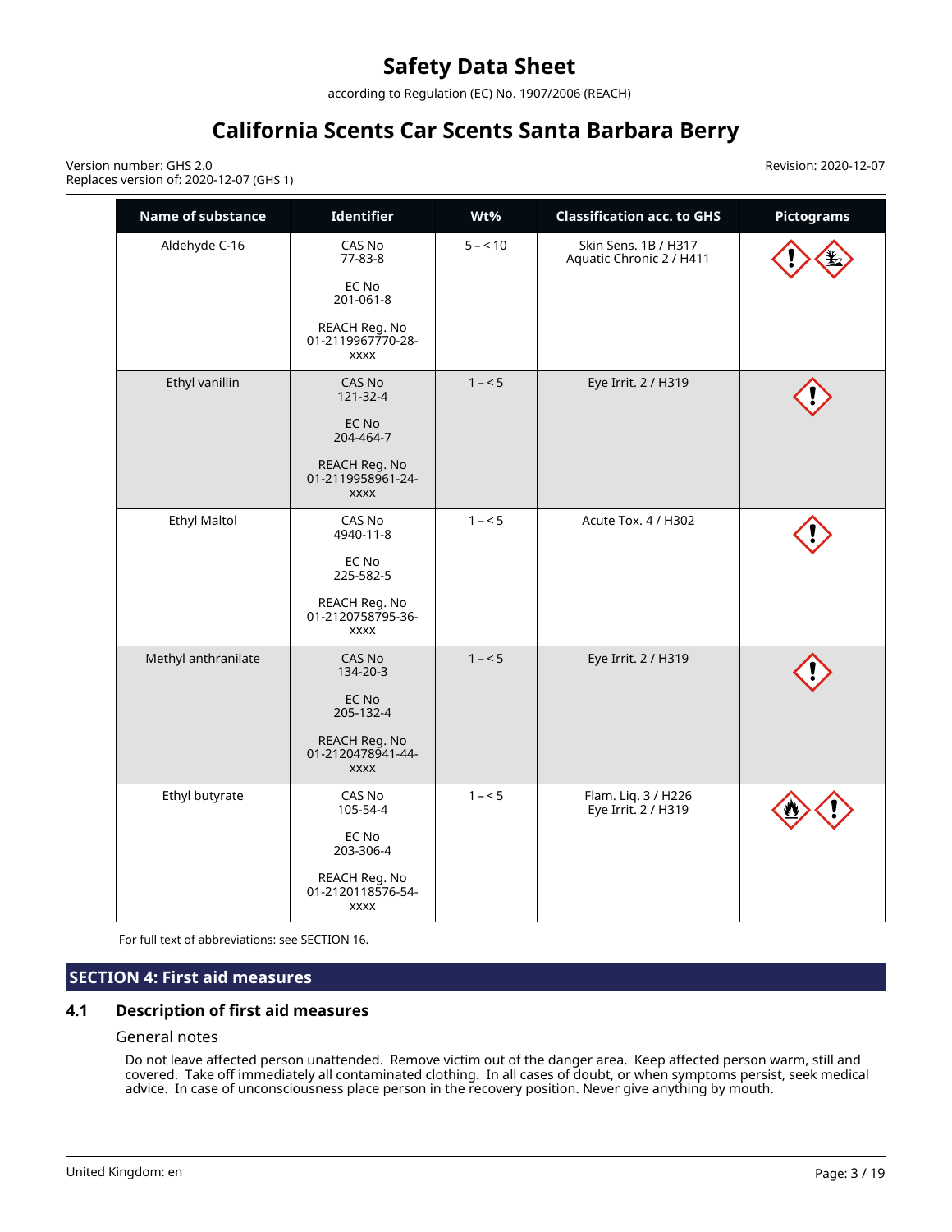| Name of substance | Identifier | Wt% | Classification acc. to GHS | Pictograms |
|---|---|---|---|---|
| Aldehyde C-16 | CAS No 77-83-8<br><br>EC No 201-061-8<br><br>REACH Reg. No 01-2119967770-28-xxxx | 5 – < 10 | Skin Sens. 1B / H317<br>Aquatic Chronic 2 / H411 | |
| Ethyl vanillin | CAS No 121-32-4<br><br>EC No 204-464-7<br><br>REACH Reg. No 01-2119958961-24-xxxx | 1 – < 5 | Eye Irrit. 2 / H319 | |
| Ethyl Maltol | CAS No 4940-11-8<br><br>EC No 225-582-5<br><br>REACH Reg. No 01-2120758795-36-xxxx | 1 – < 5 | Acute Tox. 4 / H302 | |
| Methyl anthranilate | CAS No 134-20-3<br><br>EC No 205-132-4<br><br>REACH Reg. No 01-2120478941-44-xxxx | 1 – < 5 | Eye Irrit. 2 / H319 | |
| Ethyl butyrate | CAS No 105-54-4<br><br>EC No 203-306-4<br><br>REACH Reg. No 01-2120118576-54-xxxx | 1 – < 5 | Flam. Liq. 3 / H226<br>Eye Irrit. 2 / H319 | |

For full text of abbreviations: see SECTION 16.

## SECTION 4: First aid measures

### 4.1 Description of first aid measures

General notes

Do not leave affected person unattended. Remove victim out of the danger area. Keep affected person warm, still and covered. Take off immediately all contaminated clothing. In all cases of doubt, or when symptoms persist, seek medical advice. In case of unconsciousness place person in the recovery position. Never give anything by mouth.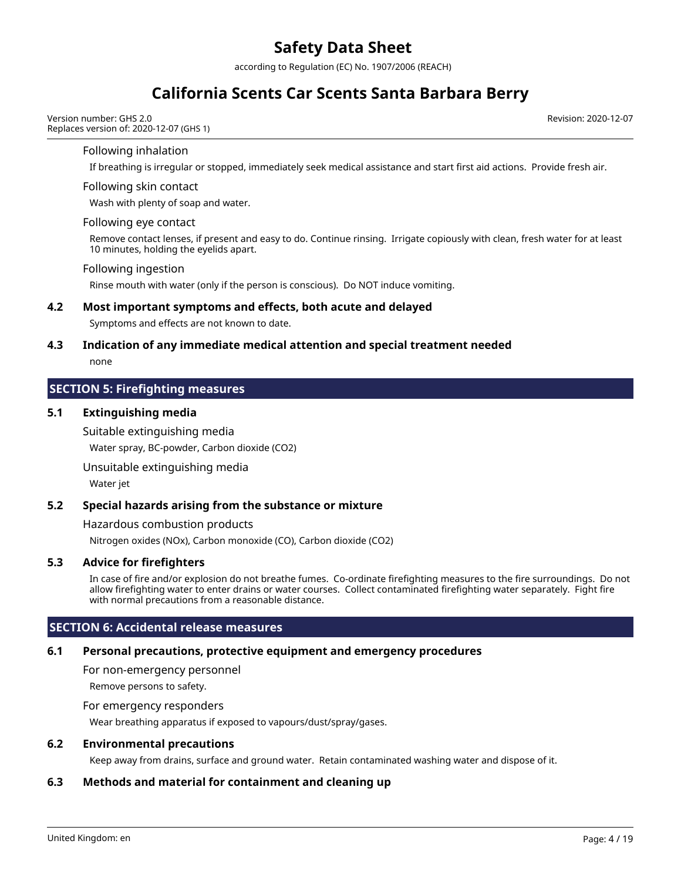### Following inhalation

If breathing is irregular or stopped, immediately seek medical assistance and start first aid actions. Provide fresh air.

### Following skin contact

Wash with plenty of soap and water.

### Following eye contact

Remove contact lenses, if present and easy to do. Continue rinsing. Irrigate copiously with clean, fresh water for at least 10 minutes, holding the eyelids apart.

### Following ingestion

Rinse mouth with water (only if the person is conscious). Do NOT induce vomiting.

### 4.2 Most important symptoms and effects, both acute and delayed

Symptoms and effects are not known to date.

### 4.3 Indication of any immediate medical attention and special treatment needed

none

## SECTION 5: Firefighting measures

### 5.1 Extinguishing media

#### Suitable extinguishing media

Water spray, BC-powder, Carbon dioxide ($CO_2$)

#### Unsuitable extinguishing media

Water jet

### 5.2 Special hazards arising from the substance or mixture

#### Hazardous combustion products

Nitrogen oxides ($NO_x$), Carbon monoxide (CO), Carbon dioxide ($CO_2$)

### 5.3 Advice for firefighters

In case of fire and/or explosion do not breathe fumes. Co-ordinate firefighting measures to the fire surroundings. Do not allow firefighting water to enter drains or water courses. Collect contaminated firefighting water separately. Fight fire with normal precautions from a reasonable distance.

## SECTION 6: Accidental release measures

### 6.1 Personal precautions, protective equipment and emergency procedures

#### For non-emergency personnel

Remove persons to safety.

#### For emergency responders

Wear breathing apparatus if exposed to vapours/dust/spray/gases.

### 6.2 Environmental precautions

Keep away from drains, surface and ground water. Retain contaminated washing water and dispose of it.

### 6.3 Methods and material for containment and cleaning up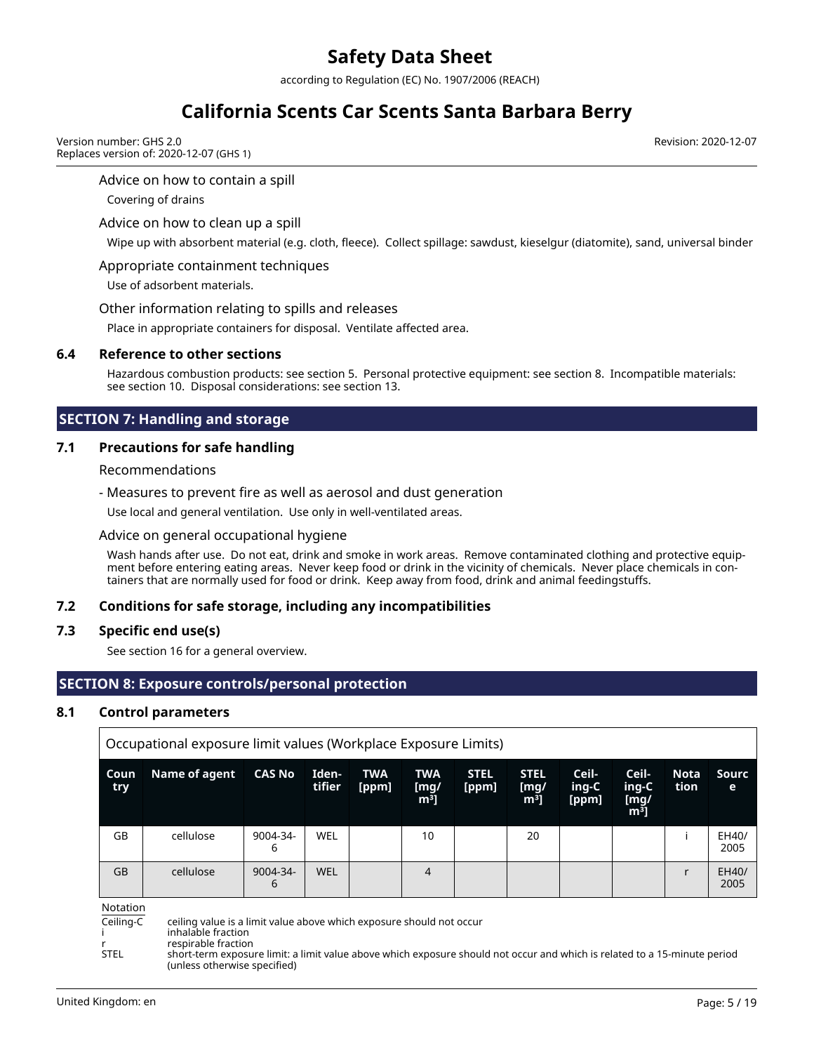Advice on how to contain a spill

Covering of drains

Advice on how to clean up a spill

Wipe up with absorbent material (e.g. cloth, fleece). Collect spillage: sawdust, kieselgur (diatomite), sand, universal binder

Appropriate containment techniques

Use of adsorbent materials.

Other information relating to spills and releases

Place in appropriate containers for disposal. Ventilate affected area.

### 6.4 Reference to other sections

Hazardous combustion products: see section 5. Personal protective equipment: see section 8. Incompatible materials: see section 10. Disposal considerations: see section 13.

## SECTION 7: Handling and storage

### 7.1 Precautions for safe handling

Recommendations

- Measures to prevent fire as well as aerosol and dust generation

Use local and general ventilation. Use only in well-ventilated areas.

Advice on general occupational hygiene

Wash hands after use. Do not eat, drink and smoke in work areas. Remove contaminated clothing and protective equipment before entering eating areas. Never keep food or drink in the vicinity of chemicals. Never place chemicals in containers that are normally used for food or drink. Keep away from food, drink and animal feedingstuffs.

### 7.2 Conditions for safe storage, including any incompatibilities

### 7.3 Specific end use(s)

See section 16 for a general overview.

## SECTION 8: Exposure controls/personal protection

### 8.1 Control parameters

Occupational exposure limit values (Workplace Exposure Limits)

| Country | Name of agent | CAS No | Identifier | TWA [ppm] | TWA [mg/m³] | STEL [ppm] | STEL [mg/m³] | Ceiling-C [ppm] | Ceiling-C [mg/m³] | Notation | Source |
|---|---|---|---|---|---|---|---|---|---|---|---|
| GB | cellulose | 9004-34-6 | WEL | | 10 | | 20 | | | i | EH40/2005 |
| GB | cellulose | 9004-34-6 | WEL | | 4 | | | | | r | EH40/2005 |

Notation

Ceiling-C ceiling value is a limit value above which exposure should not occur
i inhalable fraction
r respirable fraction
STEL short-term exposure limit: a limit value above which exposure should not occur and which is related to a 15-minute period (unless otherwise specified)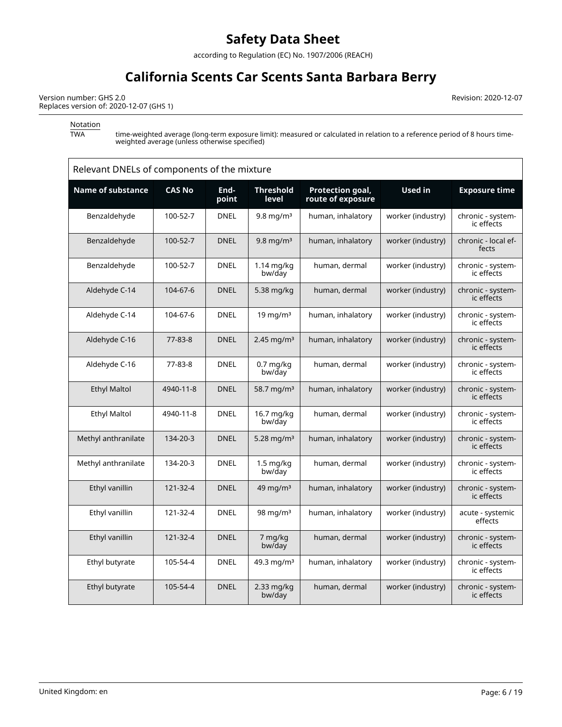Notation

TWA time-weighted average (long-term exposure limit): measured or calculated in relation to a reference period of 8 hours time-weighted average (unless otherwise specified)

**Relevant DNELs of components of the mixture**

| Name of substance | CAS No | End-point | Threshold level | Protection goal, route of exposure | Used in | Exposure time |
|---|---|---|---|---|---|---|
| Benzaldehyde | 100-52-7 | DNEL | 9.8 mg/m³ | human, inhalatory | worker (industry) | chronic - systemic effects |
| Benzaldehyde | 100-52-7 | DNEL | 9.8 mg/m³ | human, inhalatory | worker (industry) | chronic - local effects |
| Benzaldehyde | 100-52-7 | DNEL | 1.14 mg/kg bw/day | human, dermal | worker (industry) | chronic - systemic effects |
| Aldehyde C-14 | 104-67-6 | DNEL | 5.38 mg/kg | human, dermal | worker (industry) | chronic - systemic effects |
| Aldehyde C-14 | 104-67-6 | DNEL | 19 mg/m³ | human, inhalatory | worker (industry) | chronic - systemic effects |
| Aldehyde C-16 | 77-83-8 | DNEL | 2.45 mg/m³ | human, inhalatory | worker (industry) | chronic - systemic effects |
| Aldehyde C-16 | 77-83-8 | DNEL | 0.7 mg/kg bw/day | human, dermal | worker (industry) | chronic - systemic effects |
| Ethyl Maltol | 4940-11-8 | DNEL | 58.7 mg/m³ | human, inhalatory | worker (industry) | chronic - systemic effects |
| Ethyl Maltol | 4940-11-8 | DNEL | 16.7 mg/kg bw/day | human, dermal | worker (industry) | chronic - systemic effects |
| Methyl anthranilate | 134-20-3 | DNEL | 5.28 mg/m³ | human, inhalatory | worker (industry) | chronic - systemic effects |
| Methyl anthranilate | 134-20-3 | DNEL | 1.5 mg/kg bw/day | human, dermal | worker (industry) | chronic - systemic effects |
| Ethyl vanillin | 121-32-4 | DNEL | 49 mg/m³ | human, inhalatory | worker (industry) | chronic - systemic effects |
| Ethyl vanillin | 121-32-4 | DNEL | 98 mg/m³ | human, inhalatory | worker (industry) | acute - systemic effects |
| Ethyl vanillin | 121-32-4 | DNEL | 7 mg/kg bw/day | human, dermal | worker (industry) | chronic - systemic effects |
| Ethyl butyrate | 105-54-4 | DNEL | 49.3 mg/m³ | human, inhalatory | worker (industry) | chronic - systemic effects |
| Ethyl butyrate | 105-54-4 | DNEL | 2.33 mg/kg bw/day | human, dermal | worker (industry) | chronic - systemic effects |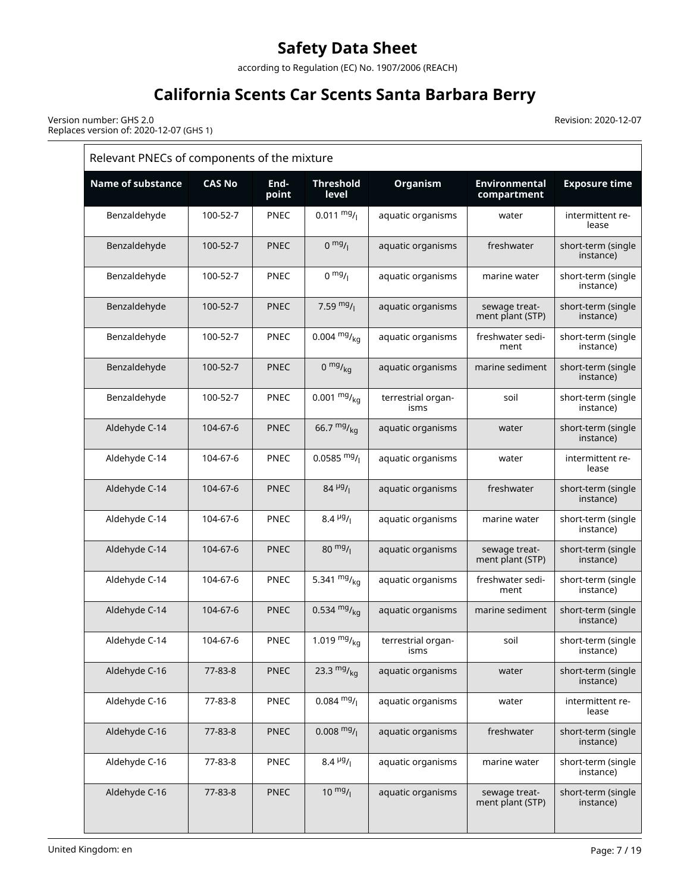| Relevant PNECs of components of the mixture | | | | | | |
|---|---|---|---|---|---|---|
| **Name of substance** | **CAS No** | **End-point** | **Threshold level** | **Organism** | **Environmental compartment** | **Exposure time** |
| Benzaldehyde | 100-52-7 | PNEC | 0.011 $^{mg}/_{l}$ | aquatic organisms | water | intermittent release |
| Benzaldehyde | 100-52-7 | PNEC | 0 $^{mg}/_{l}$ | aquatic organisms | freshwater | short-term (single instance) |
| Benzaldehyde | 100-52-7 | PNEC | 0 $^{mg}/_{l}$ | aquatic organisms | marine water | short-term (single instance) |
| Benzaldehyde | 100-52-7 | PNEC | 7.59 $^{mg}/_{l}$ | aquatic organisms | sewage treatment plant (STP) | short-term (single instance) |
| Benzaldehyde | 100-52-7 | PNEC | 0.004 $^{mg}/_{kg}$ | aquatic organisms | freshwater sediment | short-term (single instance) |
| Benzaldehyde | 100-52-7 | PNEC | 0 $^{mg}/_{kg}$ | aquatic organisms | marine sediment | short-term (single instance) |
| Benzaldehyde | 100-52-7 | PNEC | 0.001 $^{mg}/_{kg}$ | terrestrial organisms | soil | short-term (single instance) |
| Aldehyde C-14 | 104-67-6 | PNEC | 66.7 $^{mg}/_{kg}$ | aquatic organisms | water | short-term (single instance) |
| Aldehyde C-14 | 104-67-6 | PNEC | 0.0585 $^{mg}/_{l}$ | aquatic organisms | water | intermittent release |
| Aldehyde C-14 | 104-67-6 | PNEC | 84 $^{µg}/_{l}$ | aquatic organisms | freshwater | short-term (single instance) |
| Aldehyde C-14 | 104-67-6 | PNEC | 8.4 $^{µg}/_{l}$ | aquatic organisms | marine water | short-term (single instance) |
| Aldehyde C-14 | 104-67-6 | PNEC | 80 $^{mg}/_{l}$ | aquatic organisms | sewage treatment plant (STP) | short-term (single instance) |
| Aldehyde C-14 | 104-67-6 | PNEC | 5.341 $^{mg}/_{kg}$ | aquatic organisms | freshwater sediment | short-term (single instance) |
| Aldehyde C-14 | 104-67-6 | PNEC | 0.534 $^{mg}/_{kg}$ | aquatic organisms | marine sediment | short-term (single instance) |
| Aldehyde C-14 | 104-67-6 | PNEC | 1.019 $^{mg}/_{kg}$ | terrestrial organisms | soil | short-term (single instance) |
| Aldehyde C-16 | 77-83-8 | PNEC | 23.3 $^{mg}/_{kg}$ | aquatic organisms | water | short-term (single instance) |
| Aldehyde C-16 | 77-83-8 | PNEC | 0.084 $^{mg}/_{l}$ | aquatic organisms | water | intermittent release |
| Aldehyde C-16 | 77-83-8 | PNEC | 0.008 $^{mg}/_{l}$ | aquatic organisms | freshwater | short-term (single instance) |
| Aldehyde C-16 | 77-83-8 | PNEC | 8.4 $^{µg}/_{l}$ | aquatic organisms | marine water | short-term (single instance) |
| Aldehyde C-16 | 77-83-8 | PNEC | 10 $^{mg}/_{l}$ | aquatic organisms | sewage treatment plant (STP) | short-term (single instance) |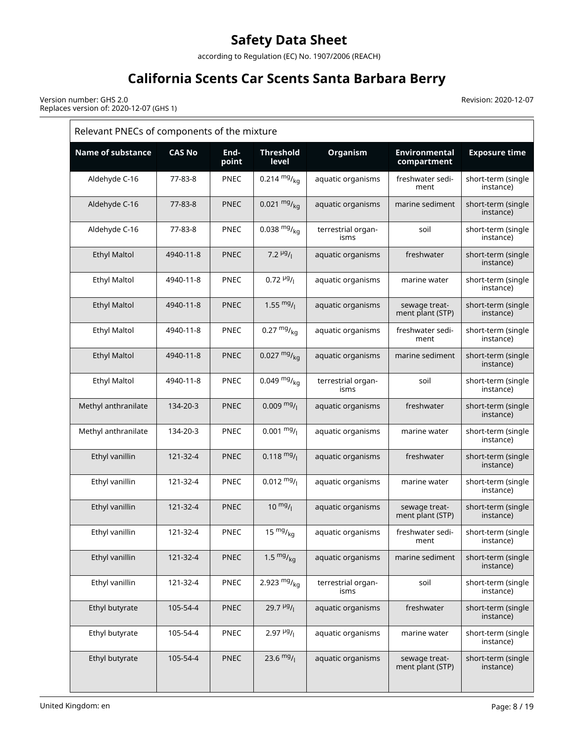# Safety Data Sheet

according to Regulation (EC) No. 1907/2006 (REACH)

# California Scents Car Scents Santa Barbara Berry

Version number: GHS 2.0
Replaces version of: 2020-12-07 (GHS 1)

Revision: 2020-12-07

| Relevant PNECs of components of the mixture | | | | | | |
|---|---|---|---|---|---|---|
| **Name of substance** | **CAS No** | **End-point** | **Threshold level** | **Organism** | **Environmental compartment** | **Exposure time** |
| Aldehyde C-16 | 77-83-8 | PNEC | 0.214 $^{mg}/_{kg}$ | aquatic organisms | freshwater sediment | short-term (single instance) |
| Aldehyde C-16 | 77-83-8 | PNEC | 0.021 $^{mg}/_{kg}$ | aquatic organisms | marine sediment | short-term (single instance) |
| Aldehyde C-16 | 77-83-8 | PNEC | 0.038 $^{mg}/_{kg}$ | terrestrial organisms | soil | short-term (single instance) |
| Ethyl Maltol | 4940-11-8 | PNEC | 7.2 $^{µg}/_{l}$ | aquatic organisms | freshwater | short-term (single instance) |
| Ethyl Maltol | 4940-11-8 | PNEC | 0.72 $^{µg}/_{l}$ | aquatic organisms | marine water | short-term (single instance) |
| Ethyl Maltol | 4940-11-8 | PNEC | 1.55 $^{mg}/_{l}$ | aquatic organisms | sewage treatment plant (STP) | short-term (single instance) |
| Ethyl Maltol | 4940-11-8 | PNEC | 0.27 $^{mg}/_{kg}$ | aquatic organisms | freshwater sediment | short-term (single instance) |
| Ethyl Maltol | 4940-11-8 | PNEC | 0.027 $^{mg}/_{kg}$ | aquatic organisms | marine sediment | short-term (single instance) |
| Ethyl Maltol | 4940-11-8 | PNEC | 0.049 $^{mg}/_{kg}$ | terrestrial organisms | soil | short-term (single instance) |
| Methyl anthranilate | 134-20-3 | PNEC | 0.009 $^{mg}/_{l}$ | aquatic organisms | freshwater | short-term (single instance) |
| Methyl anthranilate | 134-20-3 | PNEC | 0.001 $^{mg}/_{l}$ | aquatic organisms | marine water | short-term (single instance) |
| Ethyl vanillin | 121-32-4 | PNEC | 0.118 $^{mg}/_{l}$ | aquatic organisms | freshwater | short-term (single instance) |
| Ethyl vanillin | 121-32-4 | PNEC | 0.012 $^{mg}/_{l}$ | aquatic organisms | marine water | short-term (single instance) |
| Ethyl vanillin | 121-32-4 | PNEC | 10 $^{mg}/_{l}$ | aquatic organisms | sewage treatment plant (STP) | short-term (single instance) |
| Ethyl vanillin | 121-32-4 | PNEC | 15 $^{mg}/_{kg}$ | aquatic organisms | freshwater sediment | short-term (single instance) |
| Ethyl vanillin | 121-32-4 | PNEC | 1.5 $^{mg}/_{kg}$ | aquatic organisms | marine sediment | short-term (single instance) |
| Ethyl vanillin | 121-32-4 | PNEC | 2.923 $^{mg}/_{kg}$ | terrestrial organisms | soil | short-term (single instance) |
| Ethyl butyrate | 105-54-4 | PNEC | 29.7 $^{µg}/_{l}$ | aquatic organisms | freshwater | short-term (single instance) |
| Ethyl butyrate | 105-54-4 | PNEC | 2.97 $^{µg}/_{l}$ | aquatic organisms | marine water | short-term (single instance) |
| Ethyl butyrate | 105-54-4 | PNEC | 23.6 $^{mg}/_{l}$ | aquatic organisms | sewage treatment plant (STP) | short-term (single instance) |

United Kingdom: en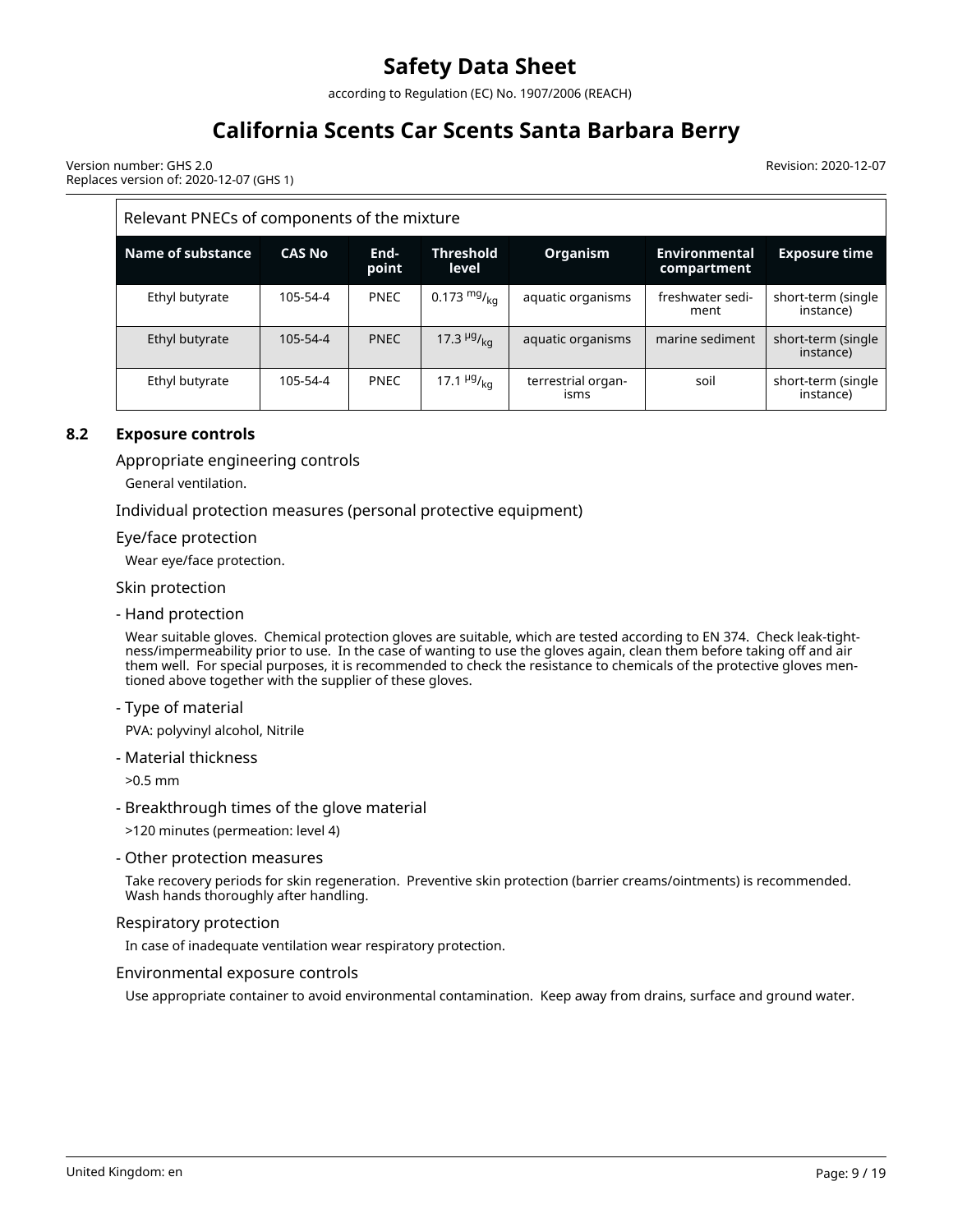| Relevant PNECs of components of the mixture | | | | | | |
|---|---|---|---|---|---|---|
| **Name of substance** | **CAS No** | **End-point** | **Threshold level** | **Organism** | **Environmental compartment** | **Exposure time** |
| Ethyl butyrate | 105-54-4 | PNEC | 0.173 $^{mg}/_{kg}$ | aquatic organisms | freshwater sediment | short-term (single instance) |
| Ethyl butyrate | 105-54-4 | PNEC | 17.3 $^{µg}/_{kg}$ | aquatic organisms | marine sediment | short-term (single instance) |
| Ethyl butyrate | 105-54-4 | PNEC | 17.1 $^{µg}/_{kg}$ | terrestrial organisms | soil | short-term (single instance) |

## 8.2 Exposure controls

### Appropriate engineering controls

General ventilation.

### Individual protection measures (personal protective equipment)

### Eye/face protection

Wear eye/face protection.

### Skin protection

#### - Hand protection

Wear suitable gloves. Chemical protection gloves are suitable, which are tested according to EN 374. Check leak-tightness/impermeability prior to use. In the case of wanting to use the gloves again, clean them before taking off and air them well. For special purposes, it is recommended to check the resistance to chemicals of the protective gloves mentioned above together with the supplier of these gloves.

#### - Type of material

PVA: polyvinyl alcohol, Nitrile

#### - Material thickness

>0.5 mm

#### - Breakthrough times of the glove material

>120 minutes (permeation: level 4)

#### - Other protection measures

Take recovery periods for skin regeneration. Preventive skin protection (barrier creams/ointments) is recommended. Wash hands thoroughly after handling.

### Respiratory protection

In case of inadequate ventilation wear respiratory protection.

### Environmental exposure controls

Use appropriate container to avoid environmental contamination. Keep away from drains, surface and ground water.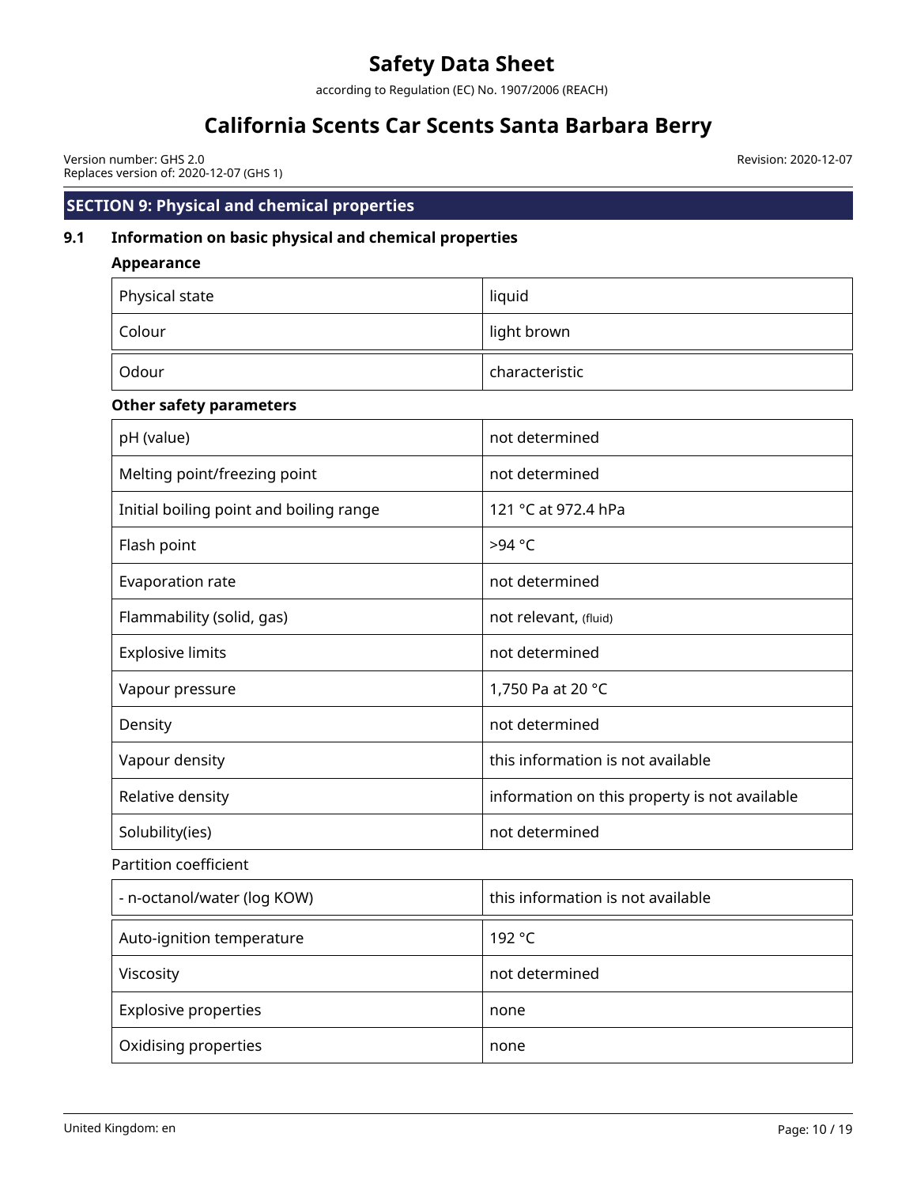## SECTION 9: Physical and chemical properties

### 9.1 Information on basic physical and chemical properties

**Appearance**

| | |
|---|---|
| Physical state | liquid |
| Colour | light brown |
| Odour | characteristic |

**Other safety parameters**

| | |
|---|---|
| pH (value) | not determined |
| Melting point/freezing point | not determined |
| Initial boiling point and boiling range | 121 °C at 972.4 hPa |
| Flash point | >94 °C |
| Evaporation rate | not determined |
| Flammability (solid, gas) | not relevant, (fluid) |
| Explosive limits | not determined |
| Vapour pressure | 1,750 Pa at 20 °C |
| Density | not determined |
| Vapour density | this information is not available |
| Relative density | information on this property is not available |
| Solubility(ies) | not determined |

Partition coefficient

| | |
|---|---|
| - n-octanol/water (log KOW) | this information is not available |
| Auto-ignition temperature | 192 °C |
| Viscosity | not determined |
| Explosive properties | none |
| Oxidising properties | none |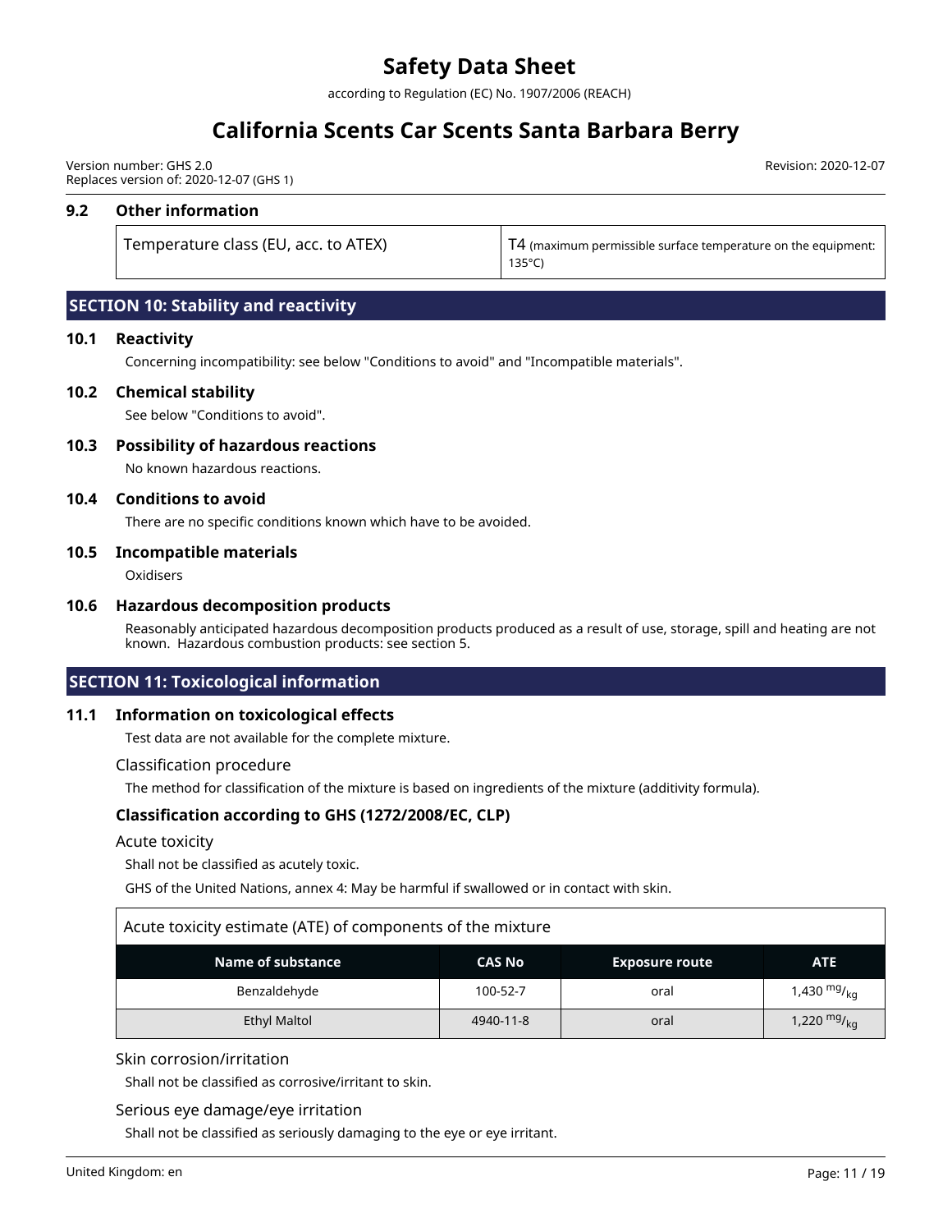### 9.2 Other information

| Temperature class (EU, acc. to ATEX) | T4 (maximum permissible surface temperature on the equipment: 135°C) |
|---|---|

## SECTION 10: Stability and reactivity

### 10.1 Reactivity

Concerning incompatibility: see below "Conditions to avoid" and "Incompatible materials".

### 10.2 Chemical stability

See below "Conditions to avoid".

### 10.3 Possibility of hazardous reactions

No known hazardous reactions.

### 10.4 Conditions to avoid

There are no specific conditions known which have to be avoided.

### 10.5 Incompatible materials

Oxidisers

### 10.6 Hazardous decomposition products

Reasonably anticipated hazardous decomposition products produced as a result of use, storage, spill and heating are not known. Hazardous combustion products: see section 5.

## SECTION 11: Toxicological information

### 11.1 Information on toxicological effects

Test data are not available for the complete mixture.

Classification procedure

The method for classification of the mixture is based on ingredients of the mixture (additivity formula).

**Classification according to GHS (1272/2008/EC, CLP)**

Acute toxicity

Shall not be classified as acutely toxic.

GHS of the United Nations, annex 4: May be harmful if swallowed or in contact with skin.

Acute toxicity estimate (ATE) of components of the mixture

| Name of substance | CAS No | Exposure route | ATE |
|---|---|---|---|
| Benzaldehyde | 100-52-7 | oral | 1,430 $^{mg}/_{kg}$ |
| Ethyl Maltol | 4940-11-8 | oral | 1,220 $^{mg}/_{kg}$ |

Skin corrosion/irritation

Shall not be classified as corrosive/irritant to skin.

Serious eye damage/eye irritation

Shall not be classified as seriously damaging to the eye or eye irritant.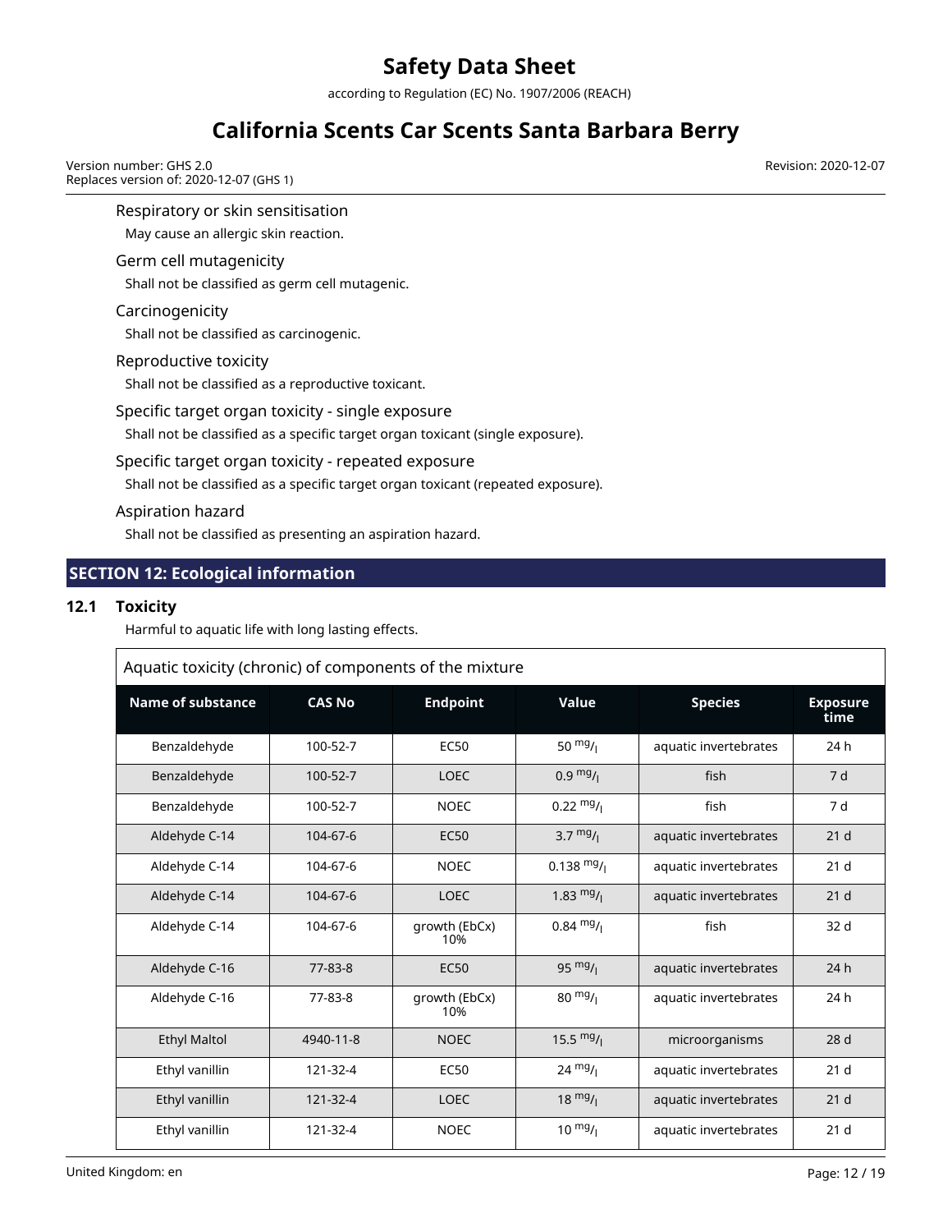Respiratory or skin sensitisation

May cause an allergic skin reaction.

Germ cell mutagenicity

Shall not be classified as germ cell mutagenic.

Carcinogenicity

Shall not be classified as carcinogenic.

Reproductive toxicity

Shall not be classified as a reproductive toxicant.

Specific target organ toxicity - single exposure

Shall not be classified as a specific target organ toxicant (single exposure).

Specific target organ toxicity - repeated exposure

Shall not be classified as a specific target organ toxicant (repeated exposure).

Aspiration hazard

Shall not be classified as presenting an aspiration hazard.

## SECTION 12: Ecological information

### 12.1 Toxicity

Harmful to aquatic life with long lasting effects.

Aquatic toxicity (chronic) of components of the mixture

| Name of substance | CAS No | Endpoint | Value | Species | Exposure time |
|---|---|---|---|---|---|
| Benzaldehyde | 100-52-7 | EC50 | 50 $^{mg}/_{l}$ | aquatic invertebrates | 24 h |
| Benzaldehyde | 100-52-7 | LOEC | 0.9 $^{mg}/_{l}$ | fish | 7 d |
| Benzaldehyde | 100-52-7 | NOEC | 0.22 $^{mg}/_{l}$ | fish | 7 d |
| Aldehyde C-14 | 104-67-6 | EC50 | 3.7 $^{mg}/_{l}$ | aquatic invertebrates | 21 d |
| Aldehyde C-14 | 104-67-6 | NOEC | 0.138 $^{mg}/_{l}$ | aquatic invertebrates | 21 d |
| Aldehyde C-14 | 104-67-6 | LOEC | 1.83 $^{mg}/_{l}$ | aquatic invertebrates | 21 d |
| Aldehyde C-14 | 104-67-6 | growth (EbCx) 10% | 0.84 $^{mg}/_{l}$ | fish | 32 d |
| Aldehyde C-16 | 77-83-8 | EC50 | 95 $^{mg}/_{l}$ | aquatic invertebrates | 24 h |
| Aldehyde C-16 | 77-83-8 | growth (EbCx) 10% | 80 $^{mg}/_{l}$ | aquatic invertebrates | 24 h |
| Ethyl Maltol | 4940-11-8 | NOEC | 15.5 $^{mg}/_{l}$ | microorganisms | 28 d |
| Ethyl vanillin | 121-32-4 | EC50 | 24 $^{mg}/_{l}$ | aquatic invertebrates | 21 d |
| Ethyl vanillin | 121-32-4 | LOEC | 18 $^{mg}/_{l}$ | aquatic invertebrates | 21 d |
| Ethyl vanillin | 121-32-4 | NOEC | 10 $^{mg}/_{l}$ | aquatic invertebrates | 21 d |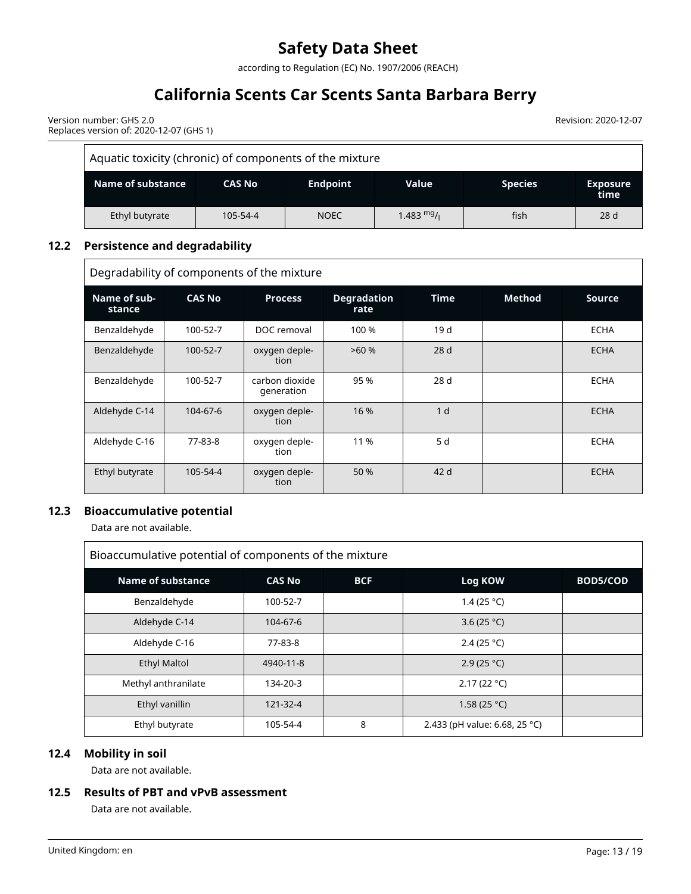| Aquatic toxicity (chronic) of components of the mixture | | | | | |
|---|---|---|---|---|---|
| **Name of substance** | **CAS No** | **Endpoint** | **Value** | **Species** | **Exposure time** |
| Ethyl butyrate | 105-54-4 | NOEC | 1.483 $^{mg}/_{l}$ | fish | 28 d |

### 12.2 Persistence and degradability

| Degradability of components of the mixture | | | | | | |
|---|---|---|---|---|---|---|
| **Name of substance** | **CAS No** | **Process** | **Degradation rate** | **Time** | **Method** | **Source** |
| Benzaldehyde | 100-52-7 | DOC removal | 100 % | 19 d | | ECHA |
| Benzaldehyde | 100-52-7 | oxygen depletion | >60 % | 28 d | | ECHA |
| Benzaldehyde | 100-52-7 | carbon dioxide generation | 95 % | 28 d | | ECHA |
| Aldehyde C-14 | 104-67-6 | oxygen depletion | 16 % | 1 d | | ECHA |
| Aldehyde C-16 | 77-83-8 | oxygen depletion | 11 % | 5 d | | ECHA |
| Ethyl butyrate | 105-54-4 | oxygen depletion | 50 % | 42 d | | ECHA |

### 12.3 Bioaccumulative potential

Data are not available.

| Bioaccumulative potential of components of the mixture | | | | |
|---|---|---|---|---|
| **Name of substance** | **CAS No** | **BCF** | **Log KOW** | **BOD5/COD** |
| Benzaldehyde | 100-52-7 | | 1.4 (25 °C) | |
| Aldehyde C-14 | 104-67-6 | | 3.6 (25 °C) | |
| Aldehyde C-16 | 77-83-8 | | 2.4 (25 °C) | |
| Ethyl Maltol | 4940-11-8 | | 2.9 (25 °C) | |
| Methyl anthranilate | 134-20-3 | | 2.17 (22 °C) | |
| Ethyl vanillin | 121-32-4 | | 1.58 (25 °C) | |
| Ethyl butyrate | 105-54-4 | 8 | 2.433 (pH value: 6.68, 25 °C) | |

### 12.4 Mobility in soil

Data are not available.

### 12.5 Results of PBT and vPvB assessment

Data are not available.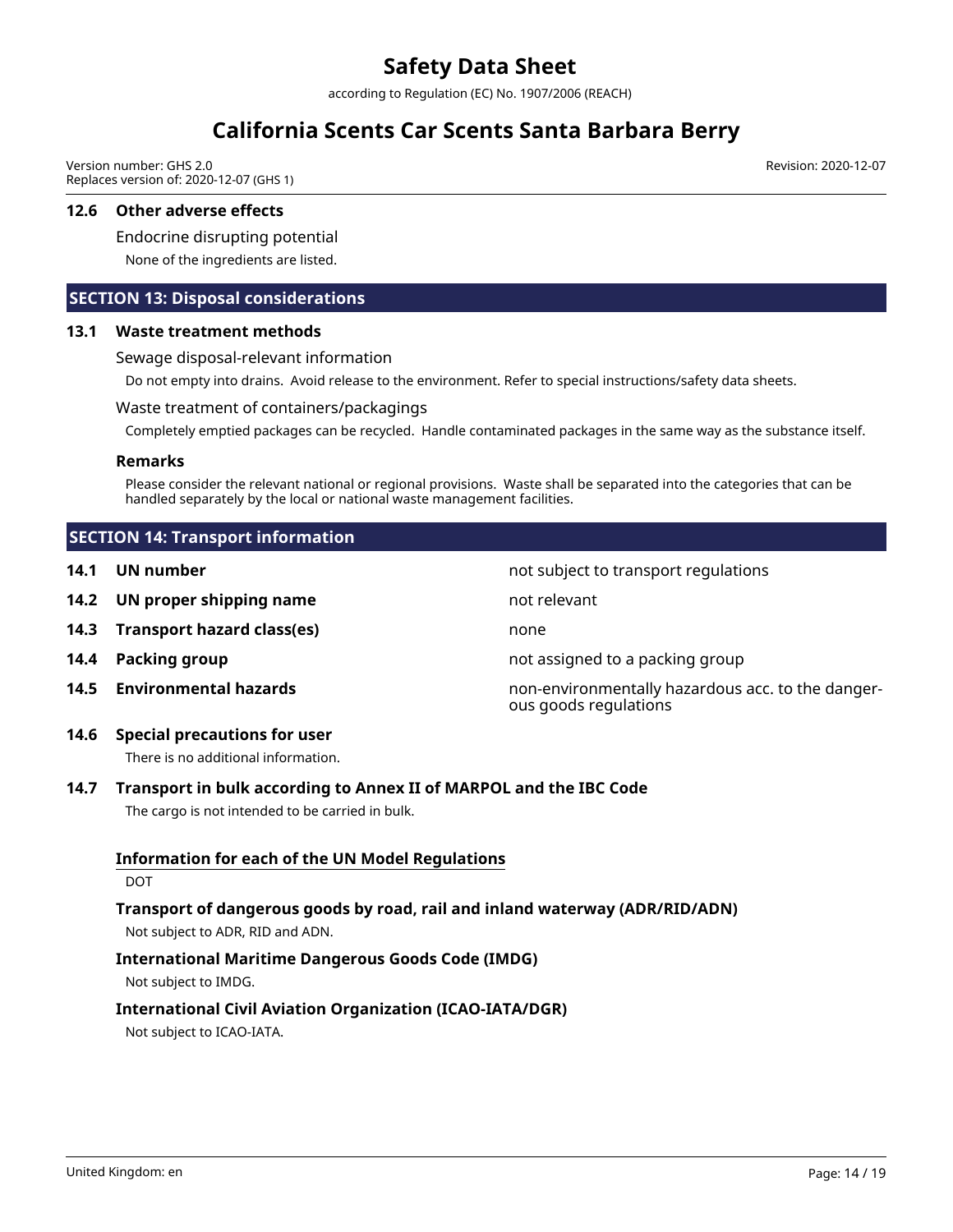### 12.6 Other adverse effects

Endocrine disrupting potential

None of the ingredients are listed.

## SECTION 13: Disposal considerations

### 13.1 Waste treatment methods

Sewage disposal-relevant information

Do not empty into drains. Avoid release to the environment. Refer to special instructions/safety data sheets.

Waste treatment of containers/packagings

Completely emptied packages can be recycled. Handle contaminated packages in the same way as the substance itself.

**Remarks**

Please consider the relevant national or regional provisions. Waste shall be separated into the categories that can be handled separately by the local or national waste management facilities.

## SECTION 14: Transport information

| | |
|---|---|
| **14.1 UN number** | not subject to transport regulations |
| **14.2 UN proper shipping name** | not relevant |
| **14.3 Transport hazard class(es)** | none |
| **14.4 Packing group** | not assigned to a packing group |
| **14.5 Environmental hazards** | non-environmentally hazardous acc. to the dangerous goods regulations |

### 14.6 Special precautions for user

There is no additional information.

### 14.7 Transport in bulk according to Annex II of MARPOL and the IBC Code

The cargo is not intended to be carried in bulk.

**Information for each of the UN Model Regulations**

DOT

**Transport of dangerous goods by road, rail and inland waterway (ADR/RID/ADN)**

Not subject to ADR, RID and ADN.

**International Maritime Dangerous Goods Code (IMDG)**

Not subject to IMDG.

**International Civil Aviation Organization (ICAO-IATA/DGR)**

Not subject to ICAO-IATA.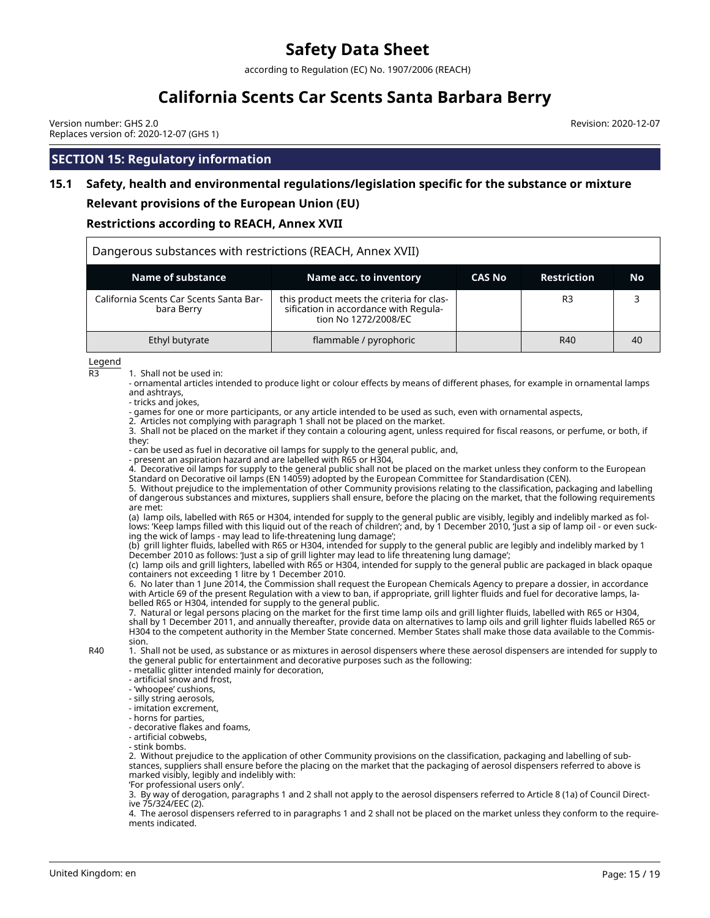## SECTION 15: Regulatory information

### 15.1 Safety, health and environmental regulations/legislation specific for the substance or mixture

**Relevant provisions of the European Union (EU)**

**Restrictions according to REACH, Annex XVII**

Dangerous substances with restrictions (REACH, Annex XVII)

| Name of substance | Name acc. to inventory | CAS No | Restriction | No |
|---|---|---|---|---|
| California Scents Car Scents Santa Barbara Berry | this product meets the criteria for classification in accordance with Regulation No 1272/2008/EC | | R3 | 3 |
| Ethyl butyrate | flammable / pyrophoric | | R40 | 40 |

Legend

R3
1. Shall not be used in:
- ornamental articles intended to produce light or colour effects by means of different phases, for example in ornamental lamps and ashtrays,
- tricks and jokes,
- games for one or more participants, or any article intended to be used as such, even with ornamental aspects,
2. Articles not complying with paragraph 1 shall not be placed on the market.
3. Shall not be placed on the market if they contain a colouring agent, unless required for fiscal reasons, or perfume, or both, if they:
- can be used as fuel in decorative oil lamps for supply to the general public, and,
- present an aspiration hazard and are labelled with R65 or H304,
4. Decorative oil lamps for supply to the general public shall not be placed on the market unless they conform to the European Standard on Decorative oil lamps (EN 14059) adopted by the European Committee for Standardisation (CEN).
5. Without prejudice to the implementation of other Community provisions relating to the classification, packaging and labelling of dangerous substances and mixtures, suppliers shall ensure, before the placing on the market, that the following requirements are met:
(a) lamp oils, labelled with R65 or H304, intended for supply to the general public are visibly, legibly and indelibly marked as follows: 'Keep lamps filled with this liquid out of the reach of children'; and, by 1 December 2010, 'Just a sip of lamp oil - or even sucking the wick of lamps - may lead to life-threatening lung damage';
(b) grill lighter fluids, labelled with R65 or H304, intended for supply to the general public are legibly and indelibly marked by 1 December 2010 as follows: 'Just a sip of grill lighter may lead to life threatening lung damage';
(c) lamp oils and grill lighters, labelled with R65 or H304, intended for supply to the general public are packaged in black opaque containers not exceeding 1 litre by 1 December 2010.
6. No later than 1 June 2014, the Commission shall request the European Chemicals Agency to prepare a dossier, in accordance with Article 69 of the present Regulation with a view to ban, if appropriate, grill lighter fluids and fuel for decorative lamps, labelled R65 or H304, intended for supply to the general public.
7. Natural or legal persons placing on the market for the first time lamp oils and grill lighter fluids, labelled with R65 or H304, shall by 1 December 2011, and annually thereafter, provide data on alternatives to lamp oils and grill lighter fluids labelled R65 or H304 to the competent authority in the Member State concerned. Member States shall make those data available to the Commission.

R40
1. Shall not be used, as substance or as mixtures in aerosol dispensers where these aerosol dispensers are intended for supply to the general public for entertainment and decorative purposes such as the following:
- metallic glitter intended mainly for decoration,
- artificial snow and frost,
- 'whoopee' cushions,
- silly string aerosols,
- imitation excrement,
- horns for parties,
- decorative flakes and foams,
- artificial cobwebs,
- stink bombs.
2. Without prejudice to the application of other Community provisions on the classification, packaging and labelling of substances, suppliers shall ensure before the placing on the market that the packaging of aerosol dispensers referred to above is marked visibly, legibly and indelibly with:
'For professional users only'.
3. By way of derogation, paragraphs 1 and 2 shall not apply to the aerosol dispensers referred to Article 8 (1a) of Council Directive 75/324/EEC (2).
4. The aerosol dispensers referred to in paragraphs 1 and 2 shall not be placed on the market unless they conform to the requirements indicated.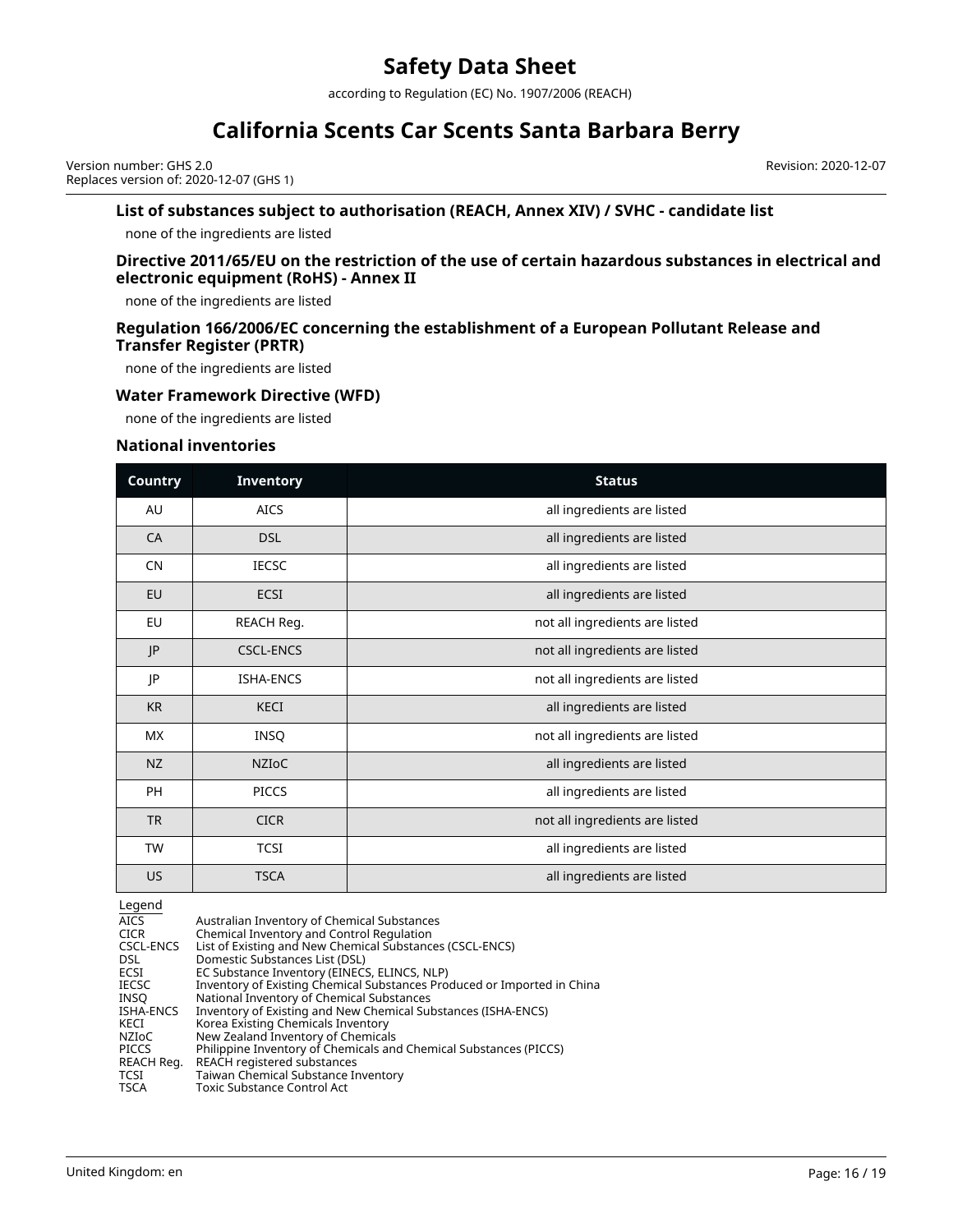### List of substances subject to authorisation (REACH, Annex XIV) / SVHC - candidate list

none of the ingredients are listed

### Directive 2011/65/EU on the restriction of the use of certain hazardous substances in electrical and electronic equipment (RoHS) - Annex II

none of the ingredients are listed

### Regulation 166/2006/EC concerning the establishment of a European Pollutant Release and Transfer Register (PRTR)

none of the ingredients are listed

### Water Framework Directive (WFD)

none of the ingredients are listed

### National inventories

| Country | Inventory | Status |
|---|---|---|
| AU | AICS | all ingredients are listed |
| CA | DSL | all ingredients are listed |
| CN | IECSC | all ingredients are listed |
| EU | ECSI | all ingredients are listed |
| EU | REACH Reg. | not all ingredients are listed |
| JP | CSCL-ENCS | not all ingredients are listed |
| JP | ISHA-ENCS | not all ingredients are listed |
| KR | KECI | all ingredients are listed |
| MX | INSQ | not all ingredients are listed |
| NZ | NZIoC | all ingredients are listed |
| PH | PICCS | all ingredients are listed |
| TR | CICR | not all ingredients are listed |
| TW | TCSI | all ingredients are listed |
| US | TSCA | all ingredients are listed |

Legend

| | |
|---|---|
| AICS | Australian Inventory of Chemical Substances |
| CICR | Chemical Inventory and Control Regulation |
| CSCL-ENCS | List of Existing and New Chemical Substances (CSCL-ENCS) |
| DSL | Domestic Substances List (DSL) |
| ECSI | EC Substance Inventory (EINECS, ELINCS, NLP) |
| IECSC | Inventory of Existing Chemical Substances Produced or Imported in China |
| INSQ | National Inventory of Chemical Substances |
| ISHA-ENCS | Inventory of Existing and New Chemical Substances (ISHA-ENCS) |
| KECI | Korea Existing Chemicals Inventory |
| NZIoC | New Zealand Inventory of Chemicals |
| PICCS | Philippine Inventory of Chemicals and Chemical Substances (PICCS) |
| REACH Reg. | REACH registered substances |
| TCSI | Taiwan Chemical Substance Inventory |
| TSCA | Toxic Substance Control Act |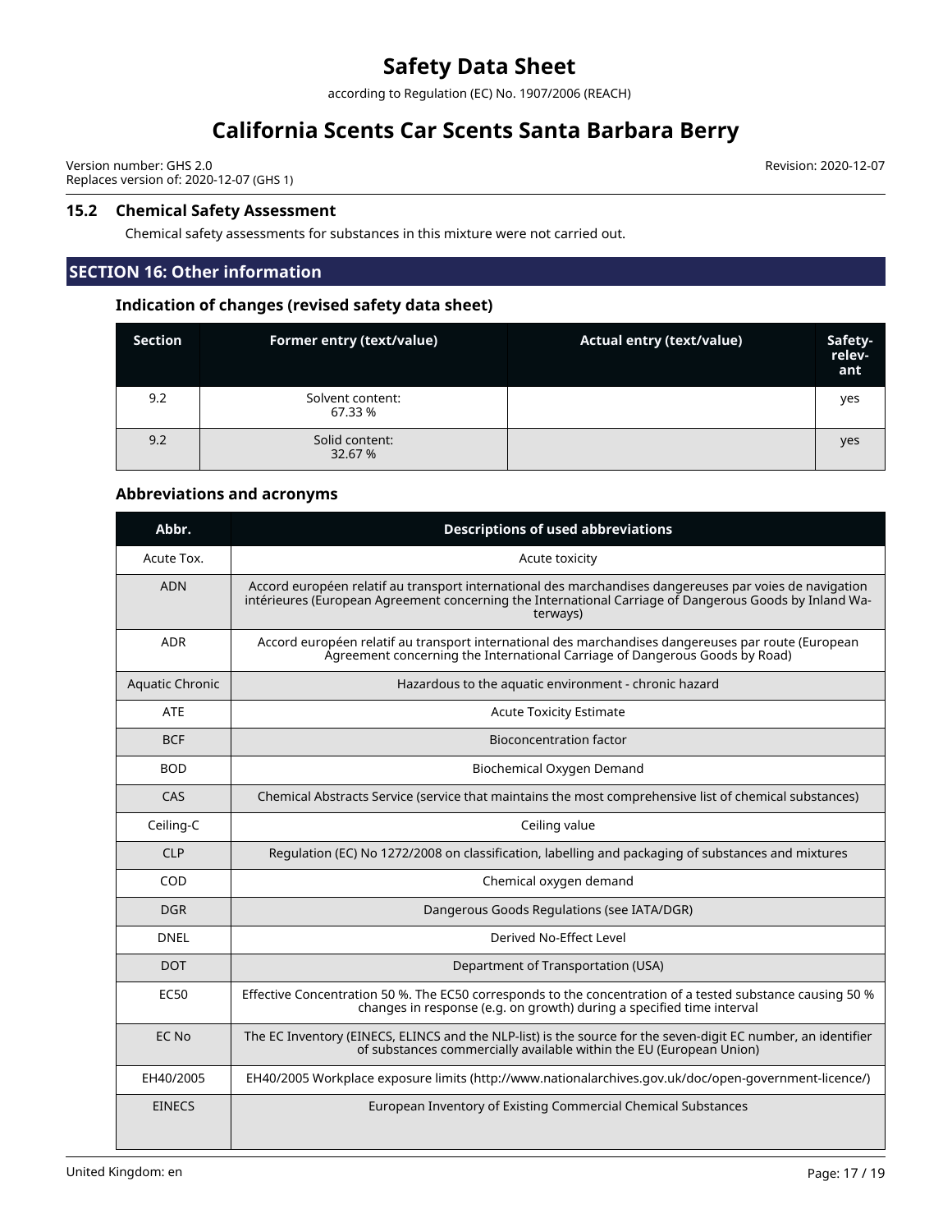### 15.2 Chemical Safety Assessment

Chemical safety assessments for substances in this mixture were not carried out.

## SECTION 16: Other information

### Indication of changes (revised safety data sheet)

| Section | Former entry (text/value) | Actual entry (text/value) | Safety-relev-ant |
|---|---|---|---|
| 9.2 | Solvent content: 67.33 % | | yes |
| 9.2 | Solid content: 32.67 % | | yes |

### Abbreviations and acronyms

| Abbr. | Descriptions of used abbreviations |
|---|---|
| Acute Tox. | Acute toxicity |
| ADN | Accord européen relatif au transport international des marchandises dangereuses par voies de navigation intérieures (European Agreement concerning the International Carriage of Dangerous Goods by Inland Waterways) |
| ADR | Accord européen relatif au transport international des marchandises dangereuses par route (European Agreement concerning the International Carriage of Dangerous Goods by Road) |
| Aquatic Chronic | Hazardous to the aquatic environment - chronic hazard |
| ATE | Acute Toxicity Estimate |
| BCF | Bioconcentration factor |
| BOD | Biochemical Oxygen Demand |
| CAS | Chemical Abstracts Service (service that maintains the most comprehensive list of chemical substances) |
| Ceiling-C | Ceiling value |
| CLP | Regulation (EC) No 1272/2008 on classification, labelling and packaging of substances and mixtures |
| COD | Chemical oxygen demand |
| DGR | Dangerous Goods Regulations (see IATA/DGR) |
| DNEL | Derived No-Effect Level |
| DOT | Department of Transportation (USA) |
| EC50 | Effective Concentration 50 %. The EC50 corresponds to the concentration of a tested substance causing 50 % changes in response (e.g. on growth) during a specified time interval |
| EC No | The EC Inventory (EINECS, ELINCS and the NLP-list) is the source for the seven-digit EC number, an identifier of substances commercially available within the EU (European Union) |
| EH40/2005 | EH40/2005 Workplace exposure limits (http://www.nationalarchives.gov.uk/doc/open-government-licence/) |
| EINECS | European Inventory of Existing Commercial Chemical Substances |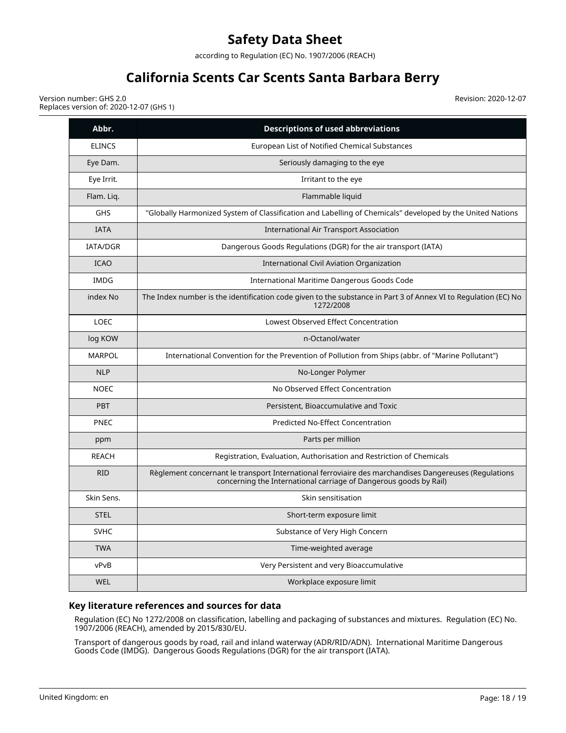| Abbr. | Descriptions of used abbreviations |
|---|---|
| ELINCS | European List of Notified Chemical Substances |
| Eye Dam. | Seriously damaging to the eye |
| Eye Irrit. | Irritant to the eye |
| Flam. Liq. | Flammable liquid |
| GHS | "Globally Harmonized System of Classification and Labelling of Chemicals" developed by the United Nations |
| IATA | International Air Transport Association |
| IATA/DGR | Dangerous Goods Regulations (DGR) for the air transport (IATA) |
| ICAO | International Civil Aviation Organization |
| IMDG | International Maritime Dangerous Goods Code |
| index No | The Index number is the identification code given to the substance in Part 3 of Annex VI to Regulation (EC) No 1272/2008 |
| LOEC | Lowest Observed Effect Concentration |
| log KOW | n-Octanol/water |
| MARPOL | International Convention for the Prevention of Pollution from Ships (abbr. of "Marine Pollutant") |
| NLP | No-Longer Polymer |
| NOEC | No Observed Effect Concentration |
| PBT | Persistent, Bioaccumulative and Toxic |
| PNEC | Predicted No-Effect Concentration |
| ppm | Parts per million |
| REACH | Registration, Evaluation, Authorisation and Restriction of Chemicals |
| RID | Règlement concernant le transport International ferroviaire des marchandises Dangereuses (Regulations concerning the International carriage of Dangerous goods by Rail) |
| Skin Sens. | Skin sensitisation |
| STEL | Short-term exposure limit |
| SVHC | Substance of Very High Concern |
| TWA | Time-weighted average |
| vPvB | Very Persistent and very Bioaccumulative |
| WEL | Workplace exposure limit |

### Key literature references and sources for data

Regulation (EC) No 1272/2008 on classification, labelling and packaging of substances and mixtures. Regulation (EC) No. 1907/2006 (REACH), amended by 2015/830/EU.

Transport of dangerous goods by road, rail and inland waterway (ADR/RID/ADN). International Maritime Dangerous Goods Code (IMDG). Dangerous Goods Regulations (DGR) for the air transport (IATA).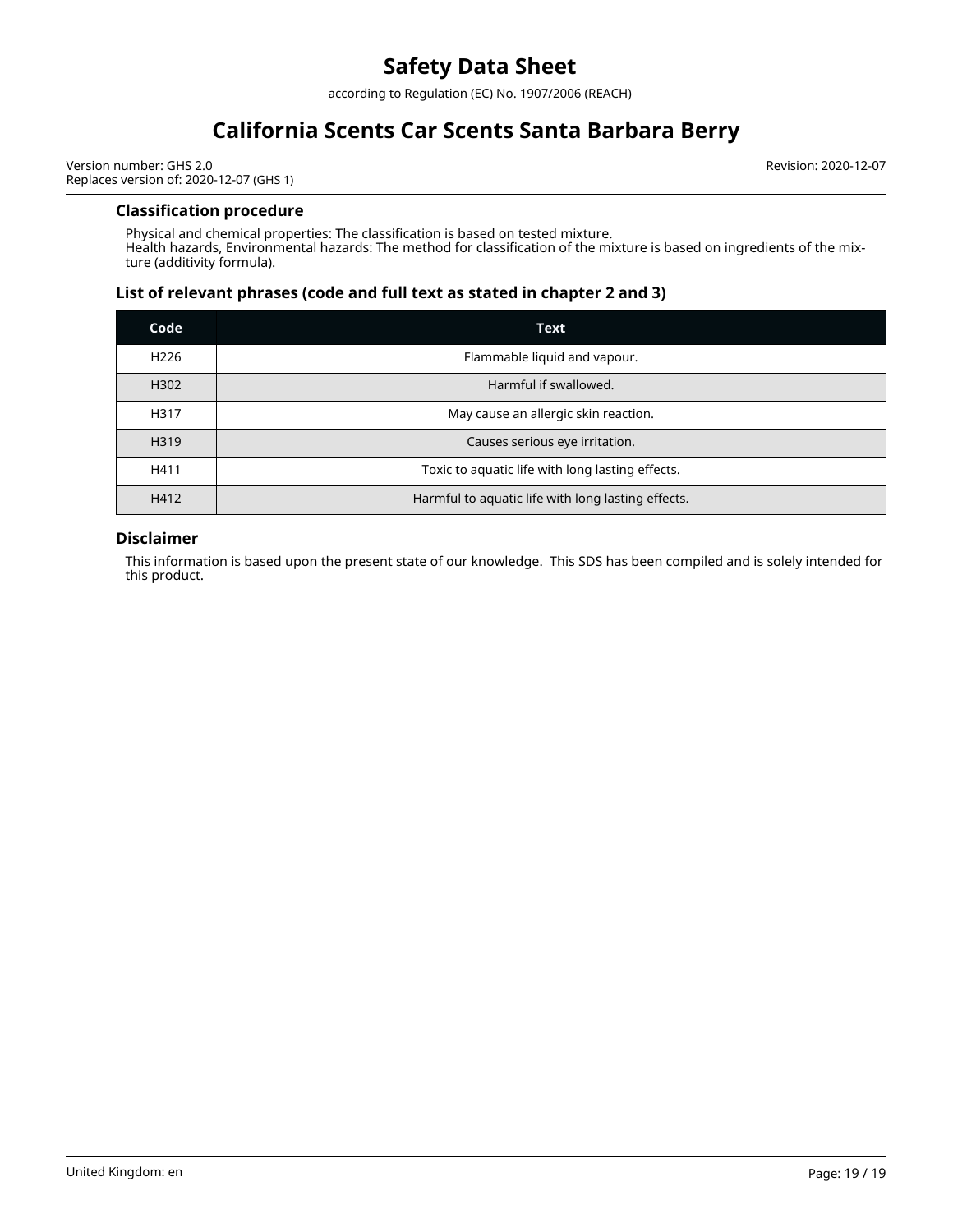### Classification procedure

Physical and chemical properties: The classification is based on tested mixture.
Health hazards, Environmental hazards: The method for classification of the mixture is based on ingredients of the mixture (additivity formula).

### List of relevant phrases (code and full text as stated in chapter 2 and 3)

| Code | Text |
|---|---|
| H226 | Flammable liquid and vapour. |
| H302 | Harmful if swallowed. |
| H317 | May cause an allergic skin reaction. |
| H319 | Causes serious eye irritation. |
| H411 | Toxic to aquatic life with long lasting effects. |
| H412 | Harmful to aquatic life with long lasting effects. |

### Disclaimer

This information is based upon the present state of our knowledge. This SDS has been compiled and is solely intended for this product.